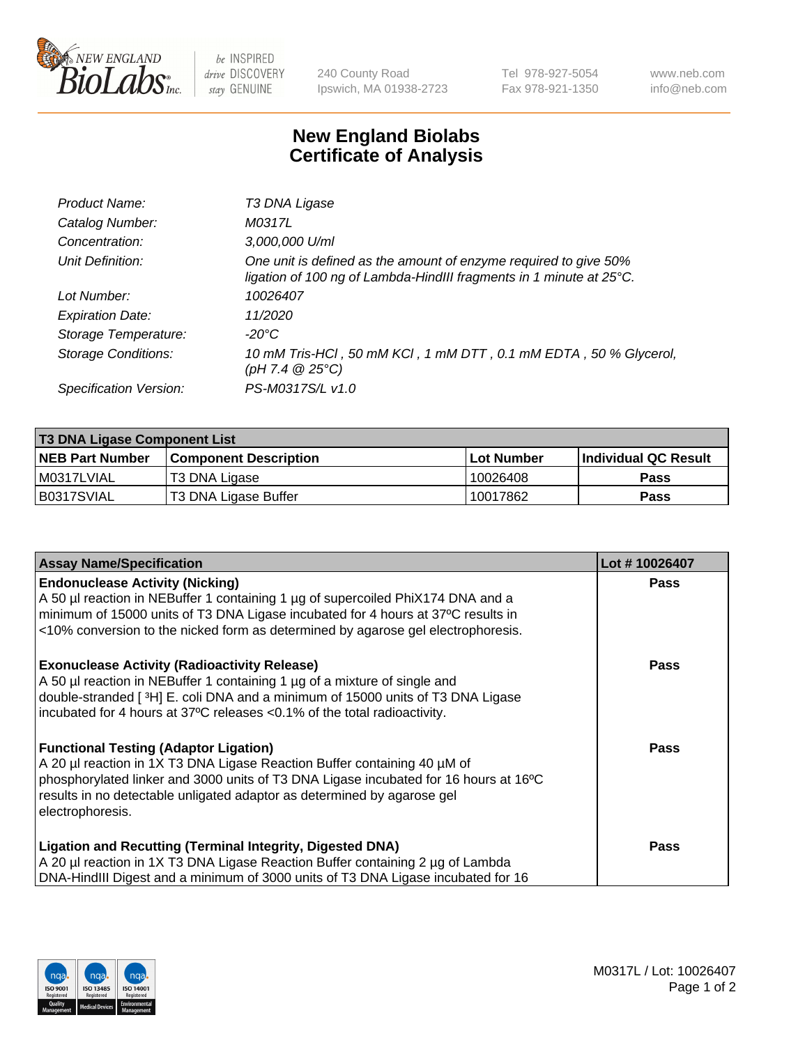New England Biolabs Inc. — be INSPIRED drive DISCOVERY stay GENUINE

240 County Road
Ipswich, MA 01938-2723

Tel 978-927-5054
Fax 978-921-1350

www.neb.com
info@neb.com

# New England Biolabs
# Certificate of Analysis

| | |
|---|---|
| *Product Name:* | *T3 DNA Ligase* |
| *Catalog Number:* | *M0317L* |
| *Concentration:* | *3,000,000 U/ml* |
| *Unit Definition:* | *One unit is defined as the amount of enzyme required to give 50% ligation of 100 ng of Lambda-HindIII fragments in 1 minute at 25°C.* |
| *Lot Number:* | *10026407* |
| *Expiration Date:* | *11/2020* |
| *Storage Temperature:* | *-20°C* |
| *Storage Conditions:* | *10 mM Tris-HCl , 50 mM KCl , 1 mM DTT , 0.1 mM EDTA , 50 % Glycerol, (pH 7.4 @ 25°C)* |
| *Specification Version:* | *PS-M0317S/L v1.0* |

| T3 DNA Ligase Component List | | | |
|---|---|---|---|
| **NEB Part Number** | **Component Description** | **Lot Number** | **Individual QC Result** |
| M0317LVIAL | T3 DNA Ligase | 10026408 | **Pass** |
| B0317SVIAL | T3 DNA Ligase Buffer | 10017862 | **Pass** |

| Assay Name/Specification | Lot # 10026407 |
|---|---|
| **Endonuclease Activity (Nicking)**<br>A 50 µl reaction in NEBuffer 1 containing 1 µg of supercoiled PhiX174 DNA and a minimum of 15000 units of T3 DNA Ligase incubated for 4 hours at 37ºC results in <10% conversion to the nicked form as determined by agarose gel electrophoresis. | **Pass** |
| **Exonuclease Activity (Radioactivity Release)**<br>A 50 µl reaction in NEBuffer 1 containing 1 µg of a mixture of single and double-stranded [ $^3$H] E. coli DNA and a minimum of 15000 units of T3 DNA Ligase incubated for 4 hours at 37ºC releases <0.1% of the total radioactivity. | **Pass** |
| **Functional Testing (Adaptor Ligation)**<br>A 20 µl reaction in 1X T3 DNA Ligase Reaction Buffer containing 40 µM of phosphorylated linker and 3000 units of T3 DNA Ligase incubated for 16 hours at 16ºC results in no detectable unligated adaptor as determined by agarose gel electrophoresis. | **Pass** |
| **Ligation and Recutting (Terminal Integrity, Digested DNA)**<br>A 20 µl reaction in 1X T3 DNA Ligase Reaction Buffer containing 2 µg of Lambda DNA-HindIII Digest and a minimum of 3000 units of T3 DNA Ligase incubated for 16 | **Pass** |

M0317L / Lot: 10026407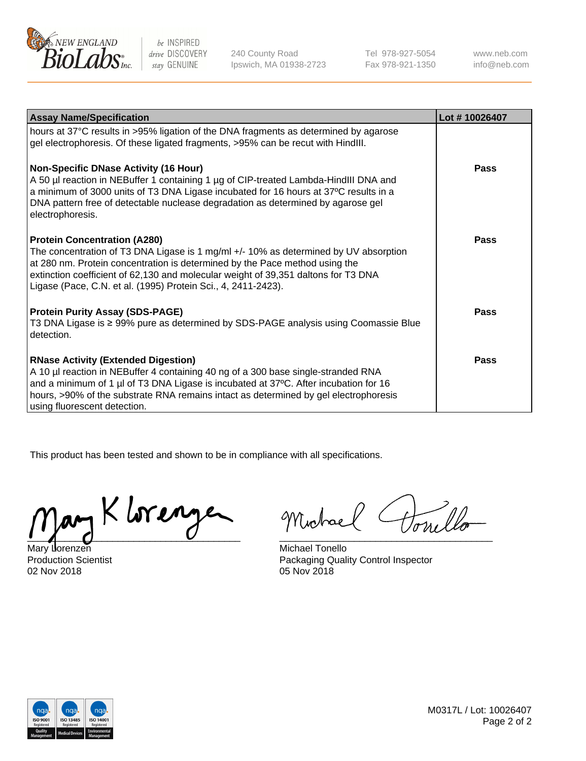| Assay Name/Specification | Lot # 10026407 |
|---|---|
| hours at 37°C results in >95% ligation of the DNA fragments as determined by agarose gel electrophoresis. Of these ligated fragments, >95% can be recut with HindIII. | |
| **Non-Specific DNase Activity (16 Hour)**<br>A 50 µl reaction in NEBuffer 1 containing 1 µg of CIP-treated Lambda-HindIII DNA and a minimum of 3000 units of T3 DNA Ligase incubated for 16 hours at 37ºC results in a DNA pattern free of detectable nuclease degradation as determined by agarose gel electrophoresis. | **Pass** |
| **Protein Concentration (A280)**<br>The concentration of T3 DNA Ligase is 1 mg/ml +/- 10% as determined by UV absorption at 280 nm. Protein concentration is determined by the Pace method using the extinction coefficient of 62,130 and molecular weight of 39,351 daltons for T3 DNA Ligase (Pace, C.N. et al. (1995) Protein Sci., 4, 2411-2423). | **Pass** |
| **Protein Purity Assay (SDS-PAGE)**<br>T3 DNA Ligase is ≥ 99% pure as determined by SDS-PAGE analysis using Coomassie Blue detection. | **Pass** |
| **RNase Activity (Extended Digestion)**<br>A 10 µl reaction in NEBuffer 4 containing 40 ng of a 300 base single-stranded RNA and a minimum of 1 µl of T3 DNA Ligase is incubated at 37ºC. After incubation for 16 hours, >90% of the substrate RNA remains intact as determined by gel electrophoresis using fluorescent detection. | **Pass** |

This product has been tested and shown to be in compliance with all specifications.

Mary Lorenzen
Production Scientist
02 Nov 2018

Michael Tonello
Packaging Quality Control Inspector
05 Nov 2018

M0317L / Lot: 10026407